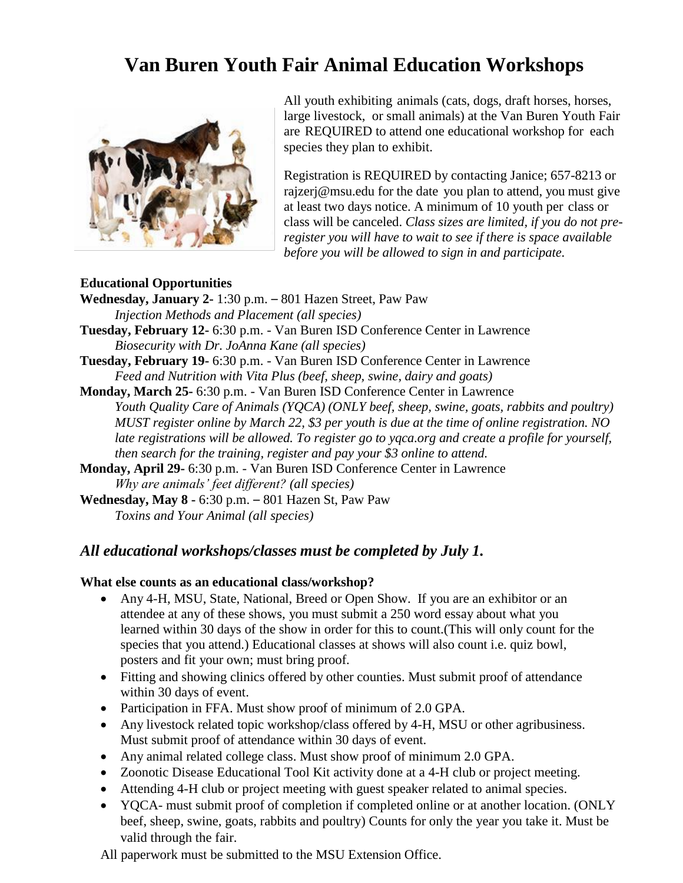# Van Buren Youth Fair Animal Education Workshops

All youth exhibiting animals (cats, dogs, draft horses, horses, large livestock, or small animals) at the Van Buren Youth Fair are REQUIRED to attend one educational workshop for each species they plan to exhibit.

Registration is REQUIRED by contacting Janice; 657-8213 or rajzerj@msu.edu for the date you plan to attend, you must give at least two days notice. A minimum of 10 youth per class or class will be canceled. *Class sizes are limited, if you do not pre-register you will have to wait to see if there is space available before you will be allowed to sign in and participate.*

**Educational Opportunities**

**Wednesday, January 2-** 1:30 p.m. – 801 Hazen Street, Paw Paw
*Injection Methods and Placement (all species)*

**Tuesday, February 12-** 6:30 p.m. - Van Buren ISD Conference Center in Lawrence
*Biosecurity with Dr. JoAnna Kane (all species)*

**Tuesday, February 19-** 6:30 p.m. - Van Buren ISD Conference Center in Lawrence
*Feed and Nutrition with Vita Plus (beef, sheep, swine, dairy and goats)*

**Monday, March 25-** 6:30 p.m. - Van Buren ISD Conference Center in Lawrence
*Youth Quality Care of Animals (YQCA) (ONLY beef, sheep, swine, goats, rabbits and poultry) MUST register online by March 22, $3 per youth is due at the time of online registration. NO late registrations will be allowed. To register go to yqca.org and create a profile for yourself, then search for the training, register and pay your $3 online to attend.*

**Monday, April 29-** 6:30 p.m. - Van Buren ISD Conference Center in Lawrence
*Why are animals' feet different? (all species)*

**Wednesday, May 8 -** 6:30 p.m. – 801 Hazen St, Paw Paw
*Toxins and Your Animal (all species)*

## *All educational workshops/classes must be completed by July 1.*

**What else counts as an educational class/workshop?**

- Any 4-H, MSU, State, National, Breed or Open Show. If you are an exhibitor or an attendee at any of these shows, you must submit a 250 word essay about what you learned within 30 days of the show in order for this to count.(This will only count for the species that you attend.) Educational classes at shows will also count i.e. quiz bowl, posters and fit your own; must bring proof.
- Fitting and showing clinics offered by other counties. Must submit proof of attendance within 30 days of event.
- Participation in FFA. Must show proof of minimum of 2.0 GPA.
- Any livestock related topic workshop/class offered by 4-H, MSU or other agribusiness. Must submit proof of attendance within 30 days of event.
- Any animal related college class. Must show proof of minimum 2.0 GPA.
- Zoonotic Disease Educational Tool Kit activity done at a 4-H club or project meeting.
- Attending 4-H club or project meeting with guest speaker related to animal species.
- YQCA- must submit proof of completion if completed online or at another location. (ONLY beef, sheep, swine, goats, rabbits and poultry) Counts for only the year you take it. Must be valid through the fair.

All paperwork must be submitted to the MSU Extension Office.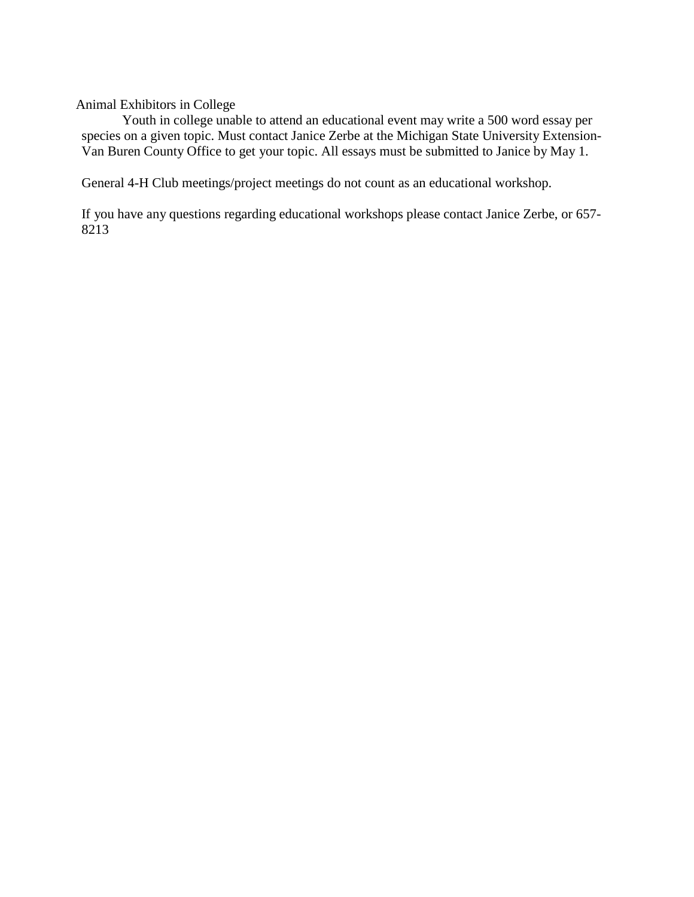Animal Exhibitors in College

Youth in college unable to attend an educational event may write a 500 word essay per species on a given topic. Must contact Janice Zerbe at the Michigan State University Extension-Van Buren County Office to get your topic. All essays must be submitted to Janice by May 1.

General 4-H Club meetings/project meetings do not count as an educational workshop.

If you have any questions regarding educational workshops please contact Janice Zerbe, or 657-8213